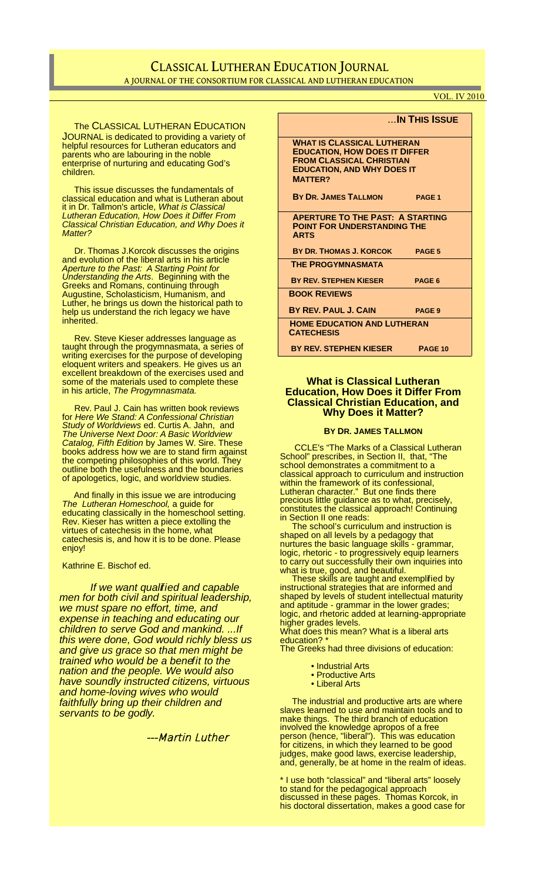# CLASSICAL LUTHERAN EDUCATION JOURNAL

A JOURNAL OF THE CONSORTIUM FOR CLASSICAL AND LUTHERAN EDUCATION

VOL. IV 2010

The CLASSICAL LUTHERAN EDUCATION JOURNAL is dedicated to providing a variety of helpful resources for Lutheran educators and parents who are labouring in the noble enterprise of nurturing and educating God's children.

This issue discusses the fundamentals of classical education and what is Lutheran about it in Dr. Tallmon's article, *What is Classical Lutheran Education, How Does it Differ From Classical Christian Education, and Why Does it Matter?*

Dr. Thomas J.Korcok discusses the origins and evolution of the liberal arts in his article *Aperture to the Past: A Starting Point for Understanding the Arts*. Beginning with the Greeks and Romans, continuing through Augustine, Scholasticism, Humanism, and Luther, he brings us down the historical path to help us understand the rich legacy we have inherited.

Rev. Steve Kieser addresses language as taught through the progymnasmata, a series of writing exercises for the purpose of developing eloquent writers and speakers. He gives us an excellent breakdown of the exercises used and some of the materials used to complete these in his article, *The Progymnasmata.*

Rev. Paul J. Cain has written book reviews for *Here We Stand: A Confessional Christian Study of Worldviews* ed. Curtis A. Jahn, and *The Universe Next Door: A Basic Worldview Catalog, Fifth Edition* by James W. Sire. These books address how we are to stand firm against the competing philosophies of this world. They outline both the usefulness and the boundaries of apologetics, logic, and worldview studies.

And finally in this issue we are introducing *The Lutheran Homeschool,* a guide for educating classically in the homeschool setting. Rev. Kieser has written a piece extolling the virtues of catechesis in the home, what catechesis is, and how it is to be done. Please enjoy!

Kathrine E. Bischof ed.

*If we want qualified and capable men for both civil and spiritual leadership, we must spare no effort, time, and expense in teaching and educating our children to serve God and mankind. ...If this were done, God would richly bless us and give us grace so that men might be trained who would be a benefit to the nation and the people. We would also have soundly instructed citizens, virtuous and home-loving wives who would faithfully bring up their children and servants to be godly.*

*---Martin Luther*

## …IN THIS ISSUE

| Article | Page |
| --- | --- |
| **WHAT IS CLASSICAL LUTHERAN EDUCATION, HOW DOES IT DIFFER FROM CLASSICAL CHRISTIAN EDUCATION, AND WHY DOES IT MATTER?** — BY DR. JAMES TALLMON | PAGE 1 |
| **APERTURE TO THE PAST: A STARTING POINT FOR UNDERSTANDING THE ARTS** — BY DR. THOMAS J. KORCOK | PAGE 5 |
| **THE PROGYMNASMATA** — BY REV. STEPHEN KIESER | PAGE 6 |
| **BOOK REVIEWS** — BY REV. PAUL J. CAIN | PAGE 9 |
| **HOME EDUCATION AND LUTHERAN CATECHESIS** — BY REV. STEPHEN KIESER | PAGE 10 |

## What is Classical Lutheran Education, How Does it Differ From Classical Christian Education, and Why Does it Matter?

**BY DR. JAMES TALLMON**

CCLE's "The Marks of a Classical Lutheran School" prescribes, in Section II, that, "The school demonstrates a commitment to a classical approach to curriculum and instruction within the framework of its confessional, Lutheran character." But one finds there precious little guidance as to what, precisely, constitutes the classical approach! Continuing in Section II one reads:

The school's curriculum and instruction is shaped on all levels by a pedagogy that nurtures the basic language skills - grammar, logic, rhetoric - to progressively equip learners to carry out successfully their own inquiries into what is true, good, and beautiful.

These skills are taught and exemplified by instructional strategies that are informed and shaped by levels of student intellectual maturity and aptitude - grammar in the lower grades; logic, and rhetoric added at learning-appropriate higher grades levels.

What does this mean? What is a liberal arts education? *

The Greeks had three divisions of education:

- Industrial Arts
- Productive Arts
- Liberal Arts

The industrial and productive arts are where slaves learned to use and maintain tools and to make things. The third branch of education involved the knowledge apropos of a free person (hence, "liberal"). This was education for citizens, in which they learned to be good judges, make good laws, exercise leadership, and, generally, be at home in the realm of ideas.

* I use both "classical" and "liberal arts" loosely to stand for the pedagogical approach discussed in these pages. Thomas Korcok, in his doctoral dissertation, makes a good case for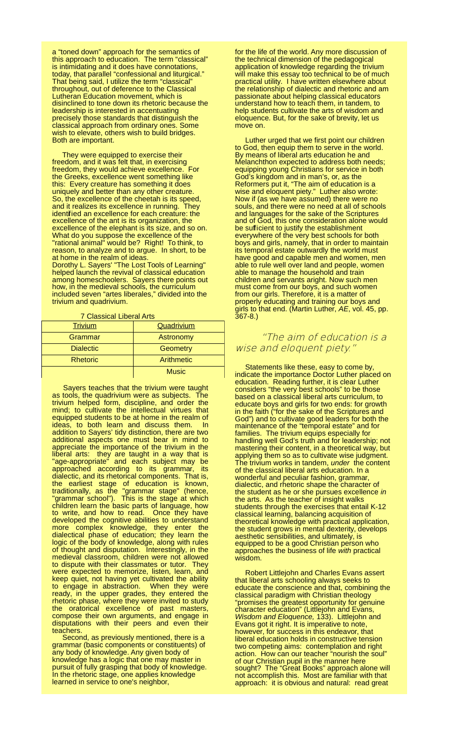a "toned down" approach for the semantics of this approach to education. The term "classical" is intimidating and it does have connotations, today, that parallel "confessional and liturgical." That being said, I utilize the term "classical" throughout, out of deference to the Classical Lutheran Education movement, which is disinclined to tone down its rhetoric because the leadership is interested in accentuating precisely those standards that distinguish the classical approach from ordinary ones. Some wish to elevate, others wish to build bridges. Both are important.

They were equipped to exercise their freedom, and it was felt that, in exercising freedom, they would achieve excellence. For the Greeks, excellence went something like this: Every creature has something it does uniquely and better than any other creature. So, the excellence of the cheetah is its speed, and it realizes its excellence in running. They identified an excellence for each creature: the excellence of the ant is its organization, the excellence of the elephant is its size, and so on. What do you suppose the excellence of the "rational animal" would be? Right! To think, to reason, to analyze and to argue. In short, to be at home in the realm of ideas.
Dorothy L. Sayers' "The Lost Tools of Learning" helped launch the revival of classical education among homeschoolers. Sayers there points out how, in the medieval schools, the curriculum included seven "artes liberales," divided into the trivium and quadrivium.

7 Classical Liberal Arts

| Trivium | Quadrivium |
|---|---|
| Grammar | Astronomy |
| Dialectic | Geometry |
| Rhetoric | Arithmetic |
| | Music |

Sayers teaches that the trivium were taught as tools, the quadrivium were as subjects. The trivium helped form, discipline, and order the mind; to cultivate the intellectual virtues that equipped students to be at home in the realm of ideas, to both learn and discuss them. In addition to Sayers' tidy distinction, there are two additional aspects one must bear in mind to appreciate the importance of the trivium in the liberal arts: they are taught in a way that is "age-appropriate" and each subject may be approached according to its grammar, its dialectic, and its rhetorical components. That is, the earliest stage of education is known, traditionally, as the "grammar stage" (hence, "grammar school"). This is the stage at which children learn the basic parts of language, how to write, and how to read. Once they have developed the cognitive abilities to understand more complex knowledge, they enter the dialectical phase of education; they learn the logic of the body of knowledge, along with rules of thought and disputation. Interestingly, in the medieval classroom, children were not allowed to dispute with their classmates or tutor. They were expected to memorize, listen, learn, and keep quiet, not having yet cultivated the ability to engage in abstraction. When they were ready, in the upper grades, they entered the rhetoric phase, where they were invited to study the oratorical excellence of past masters, compose their own arguments, and engage in disputations with their peers and even their teachers.

Second, as previously mentioned, there is a grammar (basic components or constituents) of any body of knowledge. Any given body of knowledge has a logic that one may master in pursuit of fully grasping that body of knowledge. In the rhetoric stage, one applies knowledge learned in service to one's neighbor, for the life of the world. Any more discussion of the technical dimension of the pedagogical application of knowledge regarding the trivium will make this essay too technical to be of much practical utility. I have written elsewhere about the relationship of dialectic and rhetoric and am passionate about helping classical educators understand how to teach them, in tandem, to help students cultivate the arts of wisdom and eloquence. But, for the sake of brevity, let us move on.

Luther urged that we first point our children to God, then equip them to serve in the world. By means of liberal arts education he and Melanchthon expected to address both needs; equipping young Christians for service in both God's kingdom and in man's, or, as the Reformers put it, "The aim of education is a wise and eloquent piety." Luther also wrote: Now if (as we have assumed) there were no souls, and there were no need at all of schools and languages for the sake of the Scriptures and of God, this one consideration alone would be sufficient to justify the establishment everywhere of the very best schools for both boys and girls, namely, that in order to maintain its temporal estate outwardly the world must have good and capable men and women, men able to rule well over land and people, women able to manage the household and train children and servants aright. Now such men must come from our boys, and such women from our girls. Therefore, it is a matter of properly educating and training our boys and girls to that end. (Martin Luther, *AE*, vol. 45, pp. 367-8.)

*"The aim of education is a wise and eloquent piety."*

Statements like these, easy to come by, indicate the importance Doctor Luther placed on education. Reading further, it is clear Luther considers "the very best schools" to be those based on a classical liberal arts curriculum, to educate boys and girls for two ends: for growth in the faith ("for the sake of the Scriptures and God") and to cultivate good leaders for both the maintenance of the "temporal estate" and for families. The trivium equips especially for handling well God's truth and for leadership; not mastering their content, in a theoretical way, but applying them so as to cultivate wise judgment. The trivium works in tandem, *under* the content of the classical liberal arts education. In a wonderful and peculiar fashion, grammar, dialectic, and rhetoric shape the character of the student as he or she pursues excellence *in* the arts. As the teacher of insight walks students through the exercises that entail K-12 classical learning, balancing acquisition of theoretical knowledge with practical application, the student grows in mental dexterity, develops aesthetic sensibilities, and ultimately, is equipped to be a good Christian person who approaches the business of life *with* practical wisdom.

Robert Littlejohn and Charles Evans assert that liberal arts schooling always seeks to educate the conscience and that, combining the classical paradigm with Christian theology "promises the greatest opportunity for genuine character education" (Littlejohn and Evans, *Wisdom and Eloquence,* 133). Littlejohn and Evans got it right. It is imperative to note, however, for success in this endeavor, that liberal education holds in constructive tension two competing aims: contemplation and right action. How can our teacher "nourish the soul" of our Christian pupil in the manner here sought? The "Great Books" approach alone will not accomplish this. Most are familiar with that approach: it is obvious and natural: read great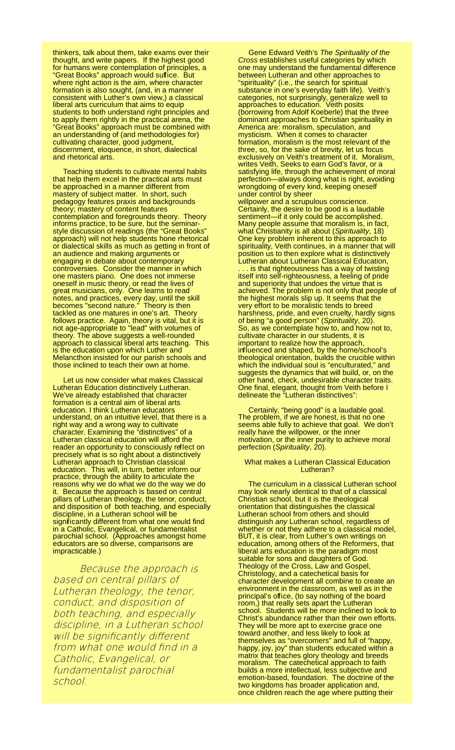thinkers, talk about them, take exams over their thought, and write papers. If the highest good for humans were contemplation of principles, a "Great Books" approach would suffice. But where right action is the aim, where character formation is also sought, (and, in a manner consistent with Luther's own view,) a classical liberal arts curriculum that aims to equip students to both understand right principles and to apply them rightly in the practical arena, the "Great Books" approach must be combined with an understanding of (and methodologies for) cultivating character, good judgment, discernment, eloquence, in short, dialectical and rhetorical arts.

Teaching students to cultivate mental habits that help them excel in the practical arts must be approached in a manner different from mastery of subject matter. In short, such pedagogy features praxis and backgrounds theory; mastery of content features contemplation and foregrounds theory. Theory informs practice, to be sure, but the seminar-style discussion of readings (the "Great Books" approach) will not help students hone rhetorical or dialectical skills as much as getting in front of an audience and making arguments or engaging in debate about contemporary controversies. Consider the manner in which one masters piano. One does not immerse oneself in music theory, or read the lives of great musicians, only. One learns to read notes, and practices, every day, until the skill becomes "second nature." Theory is then tackled as one matures in one's art. Theory follows practice. Again, theory is vital, but it is not age-appropriate to "lead" with volumes of theory. The above suggests a well-rounded approach to classical liberal arts teaching. This is the education upon which Luther and Melancthon insisted for our parish schools and those inclined to teach their own at home.

Let us now consider what makes Classical Lutheran Education distinctively Lutheran. We've already established that character formation is a central aim of liberal arts education. I think Lutheran educators understand, on an intuitive level, that there is a right way and a wrong way to cultivate character. Examining the "distinctives" of a Lutheran classical education will afford the reader an opportunity to consciously reflect on precisely what is so right about a distinctively Lutheran approach to Christian classical education. This will, in turn, better inform our practice, through the ability to articulate the reasons why we do what we do the way we do it. Because the approach is based on central pillars of Lutheran theology, the tenor, conduct, and disposition of both teaching, and especially discipline, in a Lutheran school will be significantly different from what one would find in a Catholic, Evangelical, or fundamentalist parochial school. (Approaches amongst home educators are so diverse, comparisons are impracticable.)

> *Because the approach is based on central pillars of Lutheran theology, the tenor, conduct, and disposition of both teaching, and especially discipline, in a Lutheran school will be significantly different from what one would find in a Catholic, Evangelical, or fundamentalist parochial school.*

Gene Edward Veith's *The Spirituality of the Cross* establishes useful categories by which one may understand the fundamental difference between Lutheran and other approaches to "spirituality" (i.e., the search for spiritual substance in one's everyday faith life). Veith's categories, not surprisingly, generalize well to approaches to education. Veith posits (borrowing from Adolf Koeberle) that the three dominant approaches to Christian spirituality in America are: moralism, speculation, and mysticism. When it comes to character formation, moralism is the most relevant of the three, so, for the sake of brevity, let us focus exclusively on Veith's treatment of it. Moralism, writes Veith, Seeks to earn God's favor, or a satisfying life, through the achievement of moral perfection—always doing what is right, avoiding wrongdoing of every kind, keeping oneself under control by sheer willpower and a scrupulous conscience. Certainly, the desire to be good is a laudable sentiment—if it only could be accomplished. Many people assume that moralism is, in fact, what Christianity is all about (*Spirituality*, 18) One key problem inherent to this approach to spirituality, Veith continues, in a manner that will position us to then explore what is distinctively Lutheran about Lutheran Classical Education, . . . is that righteousness has a way of twisting itself into self-righteousness, a feeling of pride and superiority that undoes the virtue that is achieved. The problem is not only that people of the highest morals slip up. It seems that the very effort to be moralistic tends to breed harshness, pride, and even cruelty, hardly signs of being "a good person" (*Spirituality*, 20). So, as we contemplate how to, and how not to, cultivate character in our students, it is important to realize how the approach, influenced and shaped, by the home/school's theological orientation, builds the crucible within which the individual soul is "enculturated," and suggests the dynamics that will build, or, on the other hand, check, undesirable character traits. One final, elegant, thought from Veith before I delineate the "Lutheran distinctives":

Certainly, "being good" is a laudable goal. The problem, if we are honest, is that no one seems able fully to achieve that goal. We don't really have the willpower, or the inner motivation, or the inner purity to achieve moral perfection (*Spirituality*, 20).

### What makes a Lutheran Classical Education Lutheran?

The curriculum in a classical Lutheran school may look nearly identical to that of a classical Christian school, but it is the theological orientation that distinguishes the classical Lutheran school from others and should distinguish *any* Lutheran school, regardless of whether or not they adhere to a classical model, BUT, it is clear, from Luther's own writings on education, among others of the Reformers, that liberal arts education is the paradigm most suitable for sons and daughters of God. Theology of the Cross, Law and Gospel, Christology, and a catechetical basis for character development all combine to create an environment in the classroom, as well as in the principal's office, (to say nothing of the board room,) that really sets apart the Lutheran school. Students will be more inclined to look to Christ's abundance rather than their own efforts. They will be more apt to exercise grace one toward another, and less likely to look at themselves as "overcomers" and full of "happy, happy, joy, joy" than students educated within a matrix that teaches glory theology and breeds moralism. The catechetical approach to faith builds a more intellectual, less subjective and emotion-based, foundation. The doctrine of the two kingdoms has broader application and, once children reach the age where putting their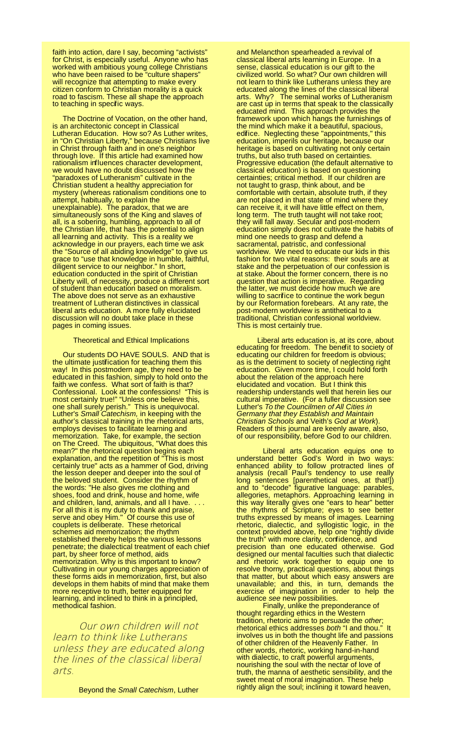faith into action, dare I say, becoming "activists" for Christ, is especially useful. Anyone who has worked with ambitious young college Christians who have been raised to be "culture shapers" will recognize that attempting to make every citizen conform to Christian morality is a quick road to fascism. These all shape the approach to teaching in specific ways.

The Doctrine of Vocation, on the other hand, is an architectonic concept in Classical Lutheran Education. How so? As Luther writes, in "On Christian Liberty," because Christians live in Christ through faith and in one's neighbor through love. If this article had examined how rationalism influences character development, we would have no doubt discussed how the "paradoxes of Lutheranism" cultivate in the Christian student a healthy appreciation for mystery (whereas rationalism conditions one to attempt, habitually, to explain the unexplainable). The paradox, that we are simultaneously sons of the King and slaves of all, is a sobering, humbling, approach to all of the Christian life, that has the potential to align all learning and activity. This is a reality we acknowledge in our prayers, each time we ask the "Source of all abiding knowledge" to give us grace to "use that knowledge in humble, faithful, diligent service to our neighbor." In short, education conducted in the spirit of Christian Liberty will, of necessity, produce a different sort of student than education based on moralism. The above does not serve as an exhaustive treatment of Lutheran distinctives in classical liberal arts education. A more fully elucidated discussion will no doubt take place in these pages in coming issues.

## Theoretical and Ethical Implications

Our students DO HAVE SOULS. AND that is the ultimate justification for teaching them this way! In this postmodern age, they need to be educated in this fashion, simply to hold onto the faith we confess. What sort of faith is that? Confessional. Look at the confessions! "This is most certainly true!" "Unless one believe this, one shall surely perish." This is unequivocal. Luther's *Small Catechism,* in keeping with the author's classical training in the rhetorical arts, employs devises to facilitate learning and memorization. Take, for example, the section on The Creed. The ubiquitous, "What does this mean?" the rhetorical question begins each explanation, and the repetition of "This is most certainly true" acts as a hammer of God, driving the lesson deeper and deeper into the soul of the beloved student. Consider the rhythm of the words: "He also gives me clothing and shoes, food and drink, house and home, wife and children, land, animals, and all I have. . . . For all this it is my duty to thank and praise, serve and obey Him." Of course this use of couplets is deliberate. These rhetorical schemes aid memorization; the rhythm established thereby helps the various lessons penetrate; the dialectical treatment of each chief part, by sheer force of method, aids memorization. Why is this important to know? Cultivating in our young charges appreciation of these forms aids in memorization, first, but also develops in them habits of mind that make them more receptive to truth, better equipped for learning, and inclined to think in a principled, methodical fashion.

> *Our own children will not learn to think like Lutherans unless they are educated along the lines of the classical liberal arts.*

Beyond the *Small Catechism*, Luther and Melancthon spearheaded a revival of classical liberal arts learning in Europe. In a sense, classical education is our gift to the civilized world. So what? Our own children will not learn to think like Lutherans unless they are educated along the lines of the classical liberal arts. Why? The seminal works of Lutheranism are cast up in terms that speak to the classically educated mind. This approach provides the framework upon which hangs the furnishings of the mind which make it a beautiful, spacious, edifice. Neglecting these "appointments," this education, imperils our heritage, because our heritage is based on cultivating not only certain truths, but also truth based on certainties. Progressive education (the default alternative to classical education) is based on questioning certainties; critical method. If our children are not taught to grasp, think about, and be comfortable with certain, absolute truth, if they are not placed in that state of mind where they can receive it, it will have little effect on them, long term. The truth taught will not take root; they will fall away. Secular and post-modern education simply does not cultivate the habits of mind one needs to grasp and defend a sacramental, patristic, and confessional worldview. We need to educate our kids in this fashion for two vital reasons: their souls are at stake and the perpetuation of our confession is at stake. About the former concern, there is no question that action is imperative. Regarding the latter, we must decide how much we are willing to sacrifice to continue the work begun by our Reformation forebears. At any rate, the post-modern worldview is antithetical to a traditional, Christian confessional worldview. This is most certainly true.

Liberal arts education is, at its core, about educating for freedom. The benefit to society of educating our children for freedom is obvious; as is the detriment to society of neglecting right education. Given more time, I could hold forth about the relation of the approach here elucidated and vocation. But I think this readership understands well that herein lies our cultural imperative. (For a fuller discussion see Luther's *To the Councilmen of All Cities in Germany that they Establish and Maintain Christian Schools* and Veith's *God at Work*). Readers of this journal are keenly aware, also, of our responsibility, before God to our children.

Liberal arts education equips one to understand better God's Word in two ways: enhanced ability to follow protracted lines of analysis (recall Paul's tendency to use really long sentences [parenthetical ones, at that!]) and to "decode" figurative language: parables, allegories, metaphors. Approaching learning in this way literally gives one "ears to hear" better the rhythms of Scripture; eyes to see better truths expressed by means of images. Learning rhetoric, dialectic, and syllogistic logic, in the context provided above, help one "rightly divide the truth" with more clarity, confidence, and precision than one educated otherwise. God designed our mental faculties such that dialectic and rhetoric work together to equip one to resolve thorny, practical questions, about things that matter, but about which easy answers are unavailable; and this, in turn, demands the exercise of imagination in order to help the audience *see* new possibilities.

Finally, unlike the preponderance of thought regarding ethics in the Western tradition, rhetoric aims to persuade the *other*; rhetorical ethics addresses *both* "I and thou." It involves us in both the thought life and passions of other children of the Heavenly Father. In other words, rhetoric, working hand-in-hand with dialectic, to craft powerful arguments, nourishing the soul with the nectar of love of truth, the manna of aesthetic sensibility, and the sweet meat of moral imagination. These help rightly align the soul; inclining it toward heaven,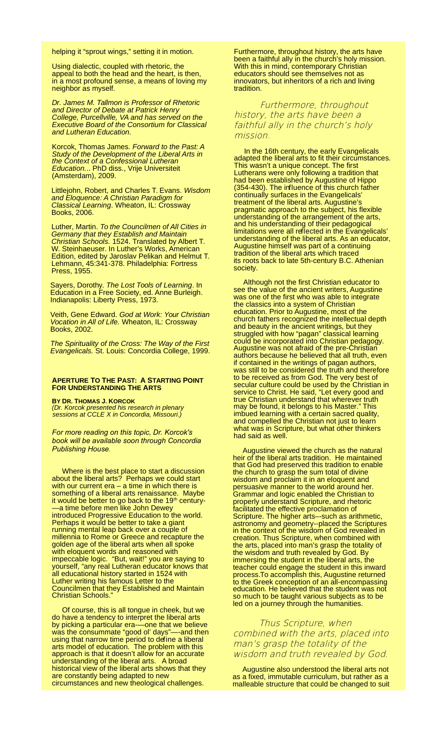helping it "sprout wings," setting it in motion.

Using dialectic, coupled with rhetoric, the appeal to both the head and the heart, is then, in a most profound sense, a means of loving my neighbor as myself.

*Dr. James M. Tallmon is Professor of Rhetoric and Director of Debate at Patrick Henry College, Purcellville, VA and has served on the Executive Board of the Consortium for Classical and Lutheran Education.*

Korcok, Thomas James. *Forward to the Past: A Study of the Development of the Liberal Arts in the Context of a Confessional Lutheran Education...* PhD diss., Vrije Universiteit (Amsterdam), 2009.

Littlejohn, Robert, and Charles T. Evans. *Wisdom and Eloquence: A Christian Paradigm for Classical Learning*. Wheaton, IL: Crossway Books, 2006.

Luther, Martin. *To the Councilmen of All Cities in Germany that they Establish and Maintain Christian Schools.* 1524. Translated by Albert T. W. Steinhaeuser. In Luther's Works, American Edition, edited by Jaroslav Pelikan and Helmut T. Lehmann, 45:341-378. Philadelphia: Fortress Press, 1955.

Sayers, Dorothy. *The Lost Tools of Learning*. In Education in a Free Society, ed. Anne Burleigh. Indianapolis: Liberty Press, 1973.

Veith, Gene Edward. *God at Work: Your Christian Vocation in All of Life.* Wheaton, IL: Crossway Books, 2002.

*The Spirituality of the Cross: The Way of the First Evangelicals.* St. Louis: Concordia College, 1999.

## Aperture To The Past: A Starting Point For Understanding The Arts

**By Dr. Thomas J. Korcok**
*(Dr. Korcok presented his research in plenary sessions at CCLE X in Concordia, Missouri.)*

*For more reading on this topic, Dr. Korcok's book will be available soon through Concordia Publishing House.*

Where is the best place to start a discussion about the liberal arts? Perhaps we could start with our current era – a time in which there is something of a liberal arts renaissance. Maybe it would be better to go back to the 19th century—a time before men like John Dewey introduced Progressive Education to the world. Perhaps it would be better to take a giant running mental leap back over a couple of millennia to Rome or Greece and recapture the golden age of the liberal arts when all spoke with eloquent words and reasoned with impeccable logic. "But, wait!" you are saying to yourself, "any real Lutheran educator knows that all educational history started in 1524 with Luther writing his famous Letter to the Councilmen that they Established and Maintain Christian Schools."

Of course, this is all tongue in cheek, but we do have a tendency to interpret the liberal arts by picking a particular era—one that we believe was the consummate "good ol' days"—and then using that narrow time period to define a liberal arts model of education. The problem with this approach is that it doesn't allow for an accurate understanding of the liberal arts. A broad historical view of the liberal arts shows that they are constantly being adapted to new circumstances and new theological challenges.

Furthermore, throughout history, the arts have been a faithful ally in the church's holy mission. With this in mind, contemporary Christian educators should see themselves not as innovators, but inheritors of a rich and living tradition.

> *Furthermore, throughout history, the arts have been a faithful ally in the church's holy mission.*

In the 16th century, the early Evangelicals adapted the liberal arts to fit their circumstances. This wasn't a unique concept. The first Lutherans were only following a tradition that had been established by Augustine of Hippo (354-430). The influence of this church father continually surfaces in the Evangelicals' treatment of the liberal arts. Augustine's pragmatic approach to the subject, his flexible understanding of the arrangement of the arts, and his understanding of their pedagogical limitations were all reflected in the Evangelicals' understanding of the liberal arts. As an educator, Augustine himself was part of a continuing tradition of the liberal arts which traced its roots back to late 5th-century B.C. Athenian society.

Although not the first Christian educator to see the value of the ancient writers, Augustine was one of the first who was able to integrate the classics into a system of Christian education. Prior to Augustine, most of the church fathers recognized the intellectual depth and beauty in the ancient writings, but they struggled with how "pagan" classical learning could be incorporated into Christian pedagogy. Augustine was not afraid of the pre-Christian authors because he believed that all truth, even if contained in the writings of pagan authors, was still to be considered the truth and therefore to be received as from God. The very best of secular culture could be used by the Christian in service to Christ. He said, "Let every good and true Christian understand that wherever truth may be found, it belongs to his Master." This imbued learning with a certain sacred quality, and compelled the Christian not just to learn what was in Scripture, but what other thinkers had said as well.

Augustine viewed the church as the natural heir of the liberal arts tradition. He maintained that God had preserved this tradition to enable the church to grasp the sum total of divine wisdom and proclaim it in an eloquent and persuasive manner to the world around her. Grammar and logic enabled the Christian to properly understand Scripture, and rhetoric facilitated the effective proclamation of Scripture. The higher arts--such as arithmetic, astronomy and geometry--placed the Scriptures in the context of the wisdom of God revealed in creation. Thus Scripture, when combined with the arts, placed into man's grasp the totality of the wisdom and truth revealed by God. By immersing the student in the liberal arts, the teacher could engage the student in this inward process.To accomplish this, Augustine returned to the Greek conception of an all-encompassing education. He believed that the student was not so much to be taught various subjects as to be led on a journey through the humanities.

> *Thus Scripture, when combined with the arts, placed into man's grasp the totality of the wisdom and truth revealed by God.*

Augustine also understood the liberal arts not as a fixed, immutable curriculum, but rather as a malleable structure that could be changed to suit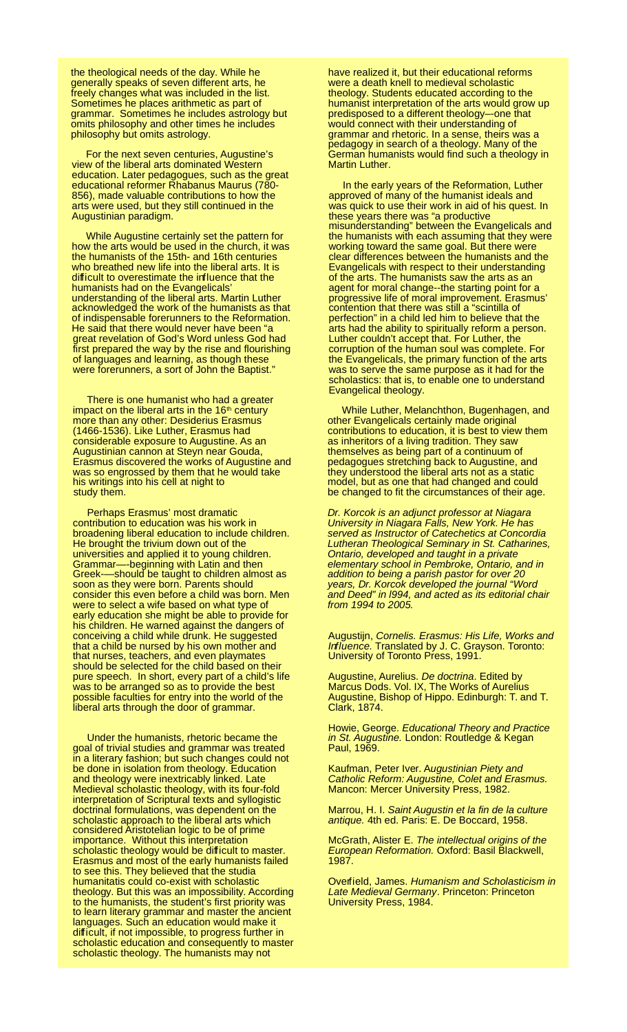the theological needs of the day. While he generally speaks of seven different arts, he freely changes what was included in the list. Sometimes he places arithmetic as part of grammar. Sometimes he includes astrology but omits philosophy and other times he includes philosophy but omits astrology.

For the next seven centuries, Augustine's view of the liberal arts dominated Western education. Later pedagogues, such as the great educational reformer Rhabanus Maurus (780-856), made valuable contributions to how the arts were used, but they still continued in the Augustinian paradigm.

While Augustine certainly set the pattern for how the arts would be used in the church, it was the humanists of the 15th- and 16th centuries who breathed new life into the liberal arts. It is difficult to overestimate the influence that the humanists had on the Evangelicals' understanding of the liberal arts. Martin Luther acknowledged the work of the humanists as that of indispensable forerunners to the Reformation. He said that there would never have been "a great revelation of God's Word unless God had first prepared the way by the rise and flourishing of languages and learning, as though these were forerunners, a sort of John the Baptist."

There is one humanist who had a greater impact on the liberal arts in the 16th century more than any other: Desiderius Erasmus (1466-1536). Like Luther, Erasmus had considerable exposure to Augustine. As an Augustinian cannon at Steyn near Gouda, Erasmus discovered the works of Augustine and was so engrossed by them that he would take his writings into his cell at night to study them.

Perhaps Erasmus' most dramatic contribution to education was his work in broadening liberal education to include children. He brought the trivium down out of the universities and applied it to young children. Grammar—-beginning with Latin and then Greek-—should be taught to children almost as soon as they were born. Parents should consider this even before a child was born. Men were to select a wife based on what type of early education she might be able to provide for his children. He warned against the dangers of conceiving a child while drunk. He suggested that a child be nursed by his own mother and that nurses, teachers, and even playmates should be selected for the child based on their pure speech. In short, every part of a child's life was to be arranged so as to provide the best possible faculties for entry into the world of the liberal arts through the door of grammar.

Under the humanists, rhetoric became the goal of trivial studies and grammar was treated in a literary fashion; but such changes could not be done in isolation from theology. Education and theology were inextricably linked. Late Medieval scholastic theology, with its four-fold interpretation of Scriptural texts and syllogistic doctrinal formulations, was dependent on the scholastic approach to the liberal arts which considered Aristotelian logic to be of prime importance. Without this interpretation scholastic theology would be difficult to master. Erasmus and most of the early humanists failed to see this. They believed that the studia humanitatis could co-exist with scholastic theology. But this was an impossibility. According to the humanists, the student's first priority was to learn literary grammar and master the ancient languages. Such an education would make it difficult, if not impossible, to progress further in scholastic education and consequently to master scholastic theology. The humanists may not have realized it, but their educational reforms were a death knell to medieval scholastic theology. Students educated according to the humanist interpretation of the arts would grow up predisposed to a different theology—one that would connect with their understanding of grammar and rhetoric. In a sense, theirs was a pedagogy in search of a theology. Many of the German humanists would find such a theology in Martin Luther.

In the early years of the Reformation, Luther approved of many of the humanist ideals and was quick to use their work in aid of his quest. In these years there was "a productive misunderstanding" between the Evangelicals and the humanists with each assuming that they were working toward the same goal. But there were clear differences between the humanists and the Evangelicals with respect to their understanding of the arts. The humanists saw the arts as an agent for moral change--the starting point for a progressive life of moral improvement. Erasmus' contention that there was still a "scintilla of perfection" in a child led him to believe that the arts had the ability to spiritually reform a person. Luther couldn't accept that. For Luther, the corruption of the human soul was complete. For the Evangelicals, the primary function of the arts was to serve the same purpose as it had for the scholastics: that is, to enable one to understand Evangelical theology.

While Luther, Melanchthon, Bugenhagen, and other Evangelicals certainly made original contributions to education, it is best to view them as inheritors of a living tradition. They saw themselves as being part of a continuum of pedagogues stretching back to Augustine, and they understood the liberal arts not as a static model, but as one that had changed and could be changed to fit the circumstances of their age.

*Dr. Korcok is an adjunct professor at Niagara University in Niagara Falls, New York. He has served as Instructor of Catechetics at Concordia Lutheran Theological Seminary in St. Catharines, Ontario, developed and taught in a private elementary school in Pembroke, Ontario, and in addition to being a parish pastor for over 20 years, Dr. Korcok developed the journal "Word and Deed" in l994, and acted as its editorial chair from 1994 to 2005.*

Augustijn, Cornelis. *Erasmus: His Life, Works and Influence.* Translated by J. C. Grayson. Toronto: University of Toronto Press, 1991.

Augustine, Aurelius. *De doctrina*. Edited by Marcus Dods. Vol. IX, The Works of Aurelius Augustine, Bishop of Hippo. Edinburgh: T. and T. Clark, 1874.

Howie, George. *Educational Theory and Practice in St. Augustine.* London: Routledge & Kegan Paul, 1969.

Kaufman, Peter Iver. *Augustinian Piety and Catholic Reform: Augustine, Colet and Erasmus.* Mancon: Mercer University Press, 1982.

Marrou, H. I. *Saint Augustin et la fin de la culture antique.* 4th ed. Paris: E. De Boccard, 1958.

McGrath, Alister E. *The intellectual origins of the European Reformation.* Oxford: Basil Blackwell, 1987.

Overfield, James. *Humanism and Scholasticism in Late Medieval Germany*. Princeton: Princeton University Press, 1984.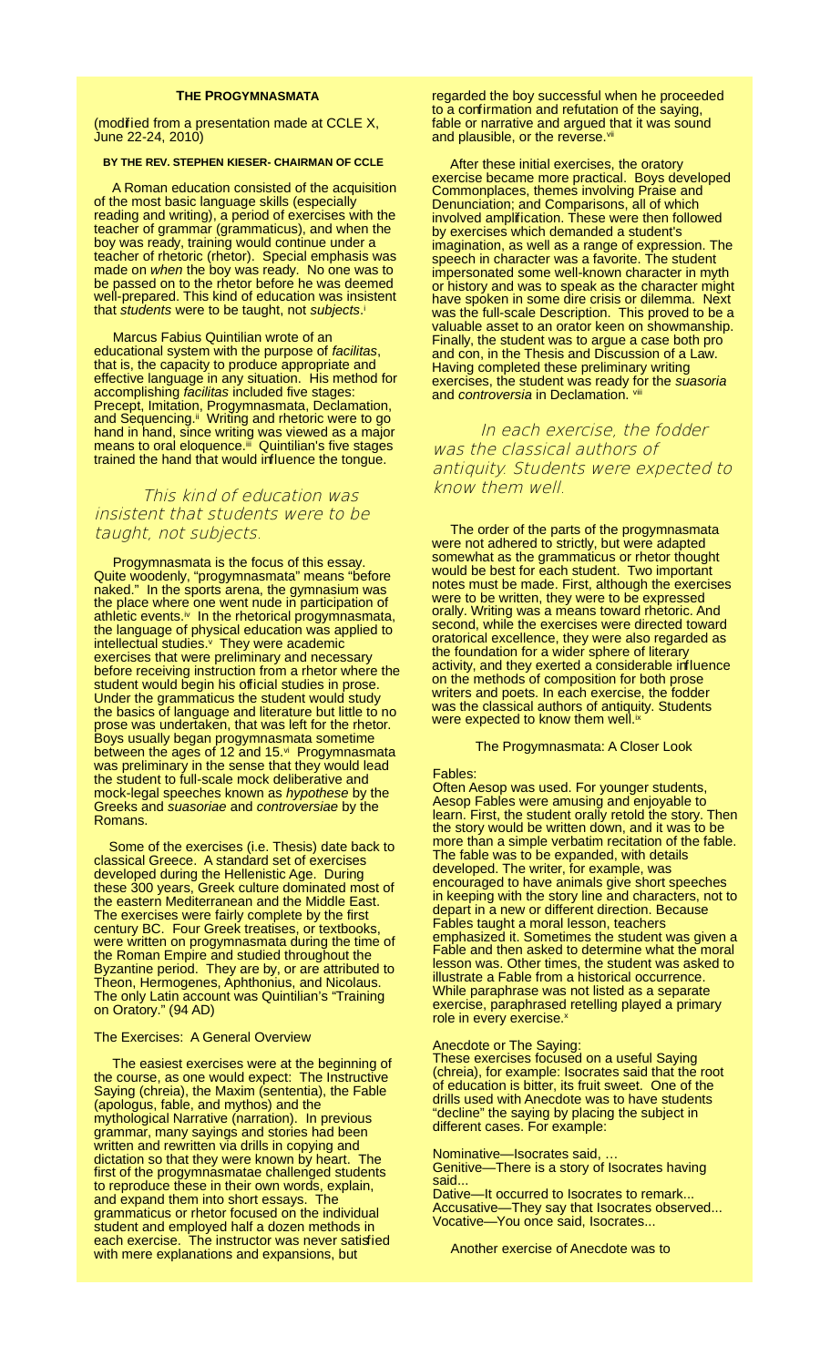# THE PROGYMNASMATA

(modified from a presentation made at CCLE X, June 22-24, 2010)

**BY THE REV. STEPHEN KIESER- CHAIRMAN OF CCLE**

A Roman education consisted of the acquisition of the most basic language skills (especially reading and writing), a period of exercises with the teacher of grammar (grammaticus), and when the boy was ready, training would continue under a teacher of rhetoric (rhetor). Special emphasis was made on *when* the boy was ready. No one was to be passed on to the rhetor before he was deemed well-prepared. This kind of education was insistent that *students* were to be taught, not *subjects*.[i]

Marcus Fabius Quintilian wrote of an educational system with the purpose of *facilitas*, that is, the capacity to produce appropriate and effective language in any situation. His method for accomplishing *facilitas* included five stages: Precept, Imitation, Progymnasmata, Declamation, and Sequencing.[ii] Writing and rhetoric were to go hand in hand, since writing was viewed as a major means to oral eloquence.[iii] Quintilian's five stages trained the hand that would influence the tongue.

> This kind of education was insistent that students were to be taught, not subjects.

Progymnasmata is the focus of this essay. Quite woodenly, "progymnasmata" means "before naked." In the sports arena, the gymnasium was the place where one went nude in participation of athletic events.[iv] In the rhetorical progymnasmata, the language of physical education was applied to intellectual studies.[v] They were academic exercises that were preliminary and necessary before receiving instruction from a rhetor where the student would begin his official studies in prose. Under the grammaticus the student would study the basics of language and literature but little to no prose was undertaken, that was left for the rhetor. Boys usually began progymnasmata sometime between the ages of 12 and 15.[vi] Progymnasmata was preliminary in the sense that they would lead the student to full-scale mock deliberative and mock-legal speeches known as *hypothese* by the Greeks and *suasoriae* and *controversiae* by the Romans.

Some of the exercises (i.e. Thesis) date back to classical Greece. A standard set of exercises developed during the Hellenistic Age. During these 300 years, Greek culture dominated most of the eastern Mediterranean and the Middle East. The exercises were fairly complete by the first century BC. Four Greek treatises, or textbooks, were written on progymnasmata during the time of the Roman Empire and studied throughout the Byzantine period. They are by, or are attributed to Theon, Hermogenes, Aphthonius, and Nicolaus. The only Latin account was Quintilian's "Training on Oratory." (94 AD)

## The Exercises: A General Overview

The easiest exercises were at the beginning of the course, as one would expect: The Instructive Saying (chreia), the Maxim (sententia), the Fable (apologus, fable, and mythos) and the mythological Narrative (narration). In previous grammar, many sayings and stories had been written and rewritten via drills in copying and dictation so that they were known by heart. The first of the progymnasmatae challenged students to reproduce these in their own words, explain, and expand them into short essays. The grammaticus or rhetor focused on the individual student and employed half a dozen methods in each exercise. The instructor was never satisfied with mere explanations and expansions, but regarded the boy successful when he proceeded to a confirmation and refutation of the saying, fable or narrative and argued that it was sound and plausible, or the reverse.[vii]

After these initial exercises, the oratory exercise became more practical. Boys developed Commonplaces, themes involving Praise and Denunciation; and Comparisons, all of which involved amplification. These were then followed by exercises which demanded a student's imagination, as well as a range of expression. The speech in character was a favorite. The student impersonated some well-known character in myth or history and was to speak as the character might have spoken in some dire crisis or dilemma. Next was the full-scale Description. This proved to be a valuable asset to an orator keen on showmanship. Finally, the student was to argue a case both pro and con, in the Thesis and Discussion of a Law. Having completed these preliminary writing exercises, the student was ready for the *suasoria* and *controversia* in Declamation.[viii]

> In each exercise, the fodder was the classical authors of antiquity. Students were expected to know them well.

The order of the parts of the progymnasmata were not adhered to strictly, but were adapted somewhat as the grammaticus or rhetor thought would be best for each student. Two important notes must be made. First, although the exercises were to be written, they were to be expressed orally. Writing was a means toward rhetoric. And second, while the exercises were directed toward oratorical excellence, they were also regarded as the foundation for a wider sphere of literary activity, and they exerted a considerable influence on the methods of composition for both prose writers and poets. In each exercise, the fodder was the classical authors of antiquity. Students were expected to know them well.[ix]

## The Progymnasmata: A Closer Look

### Fables:

Often Aesop was used. For younger students, Aesop Fables were amusing and enjoyable to learn. First, the student orally retold the story. Then the story would be written down, and it was to be more than a simple verbatim recitation of the fable. The fable was to be expanded, with details developed. The writer, for example, was encouraged to have animals give short speeches in keeping with the story line and characters, not to depart in a new or different direction. Because Fables taught a moral lesson, teachers emphasized it. Sometimes the student was given a Fable and then asked to determine what the moral lesson was. Other times, the student was asked to illustrate a Fable from a historical occurrence. While paraphrase was not listed as a separate exercise, paraphrased retelling played a primary role in every exercise.[x]

### Anecdote or The Saying:

These exercises focused on a useful Saying (chreia), for example: Isocrates said that the root of education is bitter, its fruit sweet. One of the drills used with Anecdote was to have students "decline" the saying by placing the subject in different cases. For example:

Nominative—Isocrates said, …
Genitive—There is a story of Isocrates having said...
Dative—It occurred to Isocrates to remark...
Accusative—They say that Isocrates observed...
Vocative—You once said, Isocrates...

Another exercise of Anecdote was to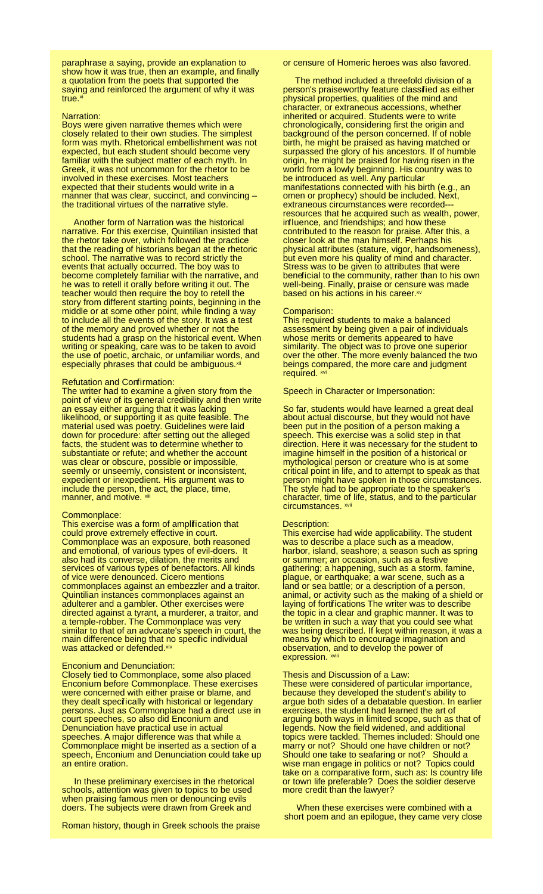paraphrase a saying, provide an explanation to show how it was true, then an example, and finally a quotation from the poets that supported the saying and reinforced the argument of why it was true.[xi]

Narration:
Boys were given narrative themes which were closely related to their own studies. The simplest form was myth. Rhetorical embellishment was not expected, but each student should become very familiar with the subject matter of each myth. In Greek, it was not uncommon for the rhetor to be involved in these exercises. Most teachers expected that their students would write in a manner that was clear, succinct, and convincing – the traditional virtues of the narrative style.

Another form of Narration was the historical narrative. For this exercise, Quintilian insisted that the rhetor take over, which followed the practice that the reading of historians began at the rhetoric school. The narrative was to record strictly the events that actually occurred. The boy was to become completely familiar with the narrative, and he was to retell it orally before writing it out. The teacher would then require the boy to retell the story from different starting points, beginning in the middle or at some other point, while finding a way to include all the events of the story. It was a test of the memory and proved whether or not the students had a grasp on the historical event. When writing or speaking, care was to be taken to avoid the use of poetic, archaic, or unfamiliar words, and especially phrases that could be ambiguous.[xii]

Refutation and Confirmation:
The writer had to examine a given story from the point of view of its general credibility and then write an essay either arguing that it was lacking likelihood, or supporting it as quite feasible. The material used was poetry. Guidelines were laid down for procedure: after setting out the alleged facts, the student was to determine whether to substantiate or refute; and whether the account was clear or obscure, possible or impossible, seemly or unseemly, consistent or inconsistent, expedient or inexpedient. His argument was to include the person, the act, the place, time, manner, and motive. [xiii]

Commonplace:
This exercise was a form of amplification that could prove extremely effective in court. Commonplace was an exposure, both reasoned and emotional, of various types of evil-doers. It also had its converse, dilation, the merits and services of various types of benefactors. All kinds of vice were denounced. Cicero mentions commonplaces against an embezzler and a traitor. Quintilian instances commonplaces against an adulterer and a gambler. Other exercises were directed against a tyrant, a murderer, a traitor, and a temple-robber. The Commonplace was very similar to that of an advocate's speech in court, the main difference being that no specific individual was attacked or defended.[xiv]

Enconium and Denunciation:
Closely tied to Commonplace, some also placed Enconium before Commonplace. These exercises were concerned with either praise or blame, and they dealt specifically with historical or legendary persons. Just as Commonplace had a direct use in court speeches, so also did Enconium and Denunciation have practical use in actual speeches. A major difference was that while a Commonplace might be inserted as a section of a speech, Enconium and Denunciation could take up an entire oration.

In these preliminary exercises in the rhetorical schools, attention was given to topics to be used when praising famous men or denouncing evils doers. The subjects were drawn from Greek and Roman history, though in Greek schools the praise or censure of Homeric heroes was also favored.

The method included a threefold division of a person's praiseworthy feature classified as either physical properties, qualities of the mind and character, or extraneous accessions, whether inherited or acquired. Students were to write chronologically, considering first the origin and background of the person concerned. If of noble birth, he might be praised as having matched or surpassed the glory of his ancestors. If of humble origin, he might be praised for having risen in the world from a lowly beginning. His country was to be introduced as well. Any particular manifestations connected with his birth (e.g., an omen or prophecy) should be included. Next, extraneous circumstances were recorded---resources that he acquired such as wealth, power, influence, and friendships; and how these contributed to the reason for praise. After this, a closer look at the man himself. Perhaps his physical attributes (stature, vigor, handsomeness), but even more his quality of mind and character. Stress was to be given to attributes that were beneficial to the community, rather than to his own well-being. Finally, praise or censure was made based on his actions in his career.[xv]

Comparison:
This required students to make a balanced assessment by being given a pair of individuals whose merits or demerits appeared to have similarity. The object was to prove one superior over the other. The more evenly balanced the two beings compared, the more care and judgment required. [xvi]

Speech in Character or Impersonation:

So far, students would have learned a great deal about actual discourse, but they would not have been put in the position of a person making a speech. This exercise was a solid step in that direction. Here it was necessary for the student to imagine himself in the position of a historical or mythological person or creature who is at some critical point in life, and to attempt to speak as that person might have spoken in those circumstances. The style had to be appropriate to the speaker's character, time of life, status, and to the particular circumstances. [xvii]

Description:
This exercise had wide applicability. The student was to describe a place such as a meadow, harbor, island, seashore; a season such as spring or summer; an occasion, such as a festive gathering; a happening, such as a storm, famine, plague, or earthquake; a war scene, such as a land or sea battle; or a description of a person, animal, or activity such as the making of a shield or laying of fortifications The writer was to describe the topic in a clear and graphic manner. It was to be written in such a way that you could see what was being described. If kept within reason, it was a means by which to encourage imagination and observation, and to develop the power of expression. [xviii]

Thesis and Discussion of a Law:
These were considered of particular importance, because they developed the student's ability to argue both sides of a debatable question. In earlier exercises, the student had learned the art of arguing both ways in limited scope, such as that of legends. Now the field widened, and additional topics were tackled. Themes included: Should one marry or not? Should one have children or not? Should one take to seafaring or not? Should a wise man engage in politics or not? Topics could take on a comparative form, such as: Is country life or town life preferable? Does the soldier deserve more credit than the lawyer?

When these exercises were combined with a short poem and an epilogue, they came very close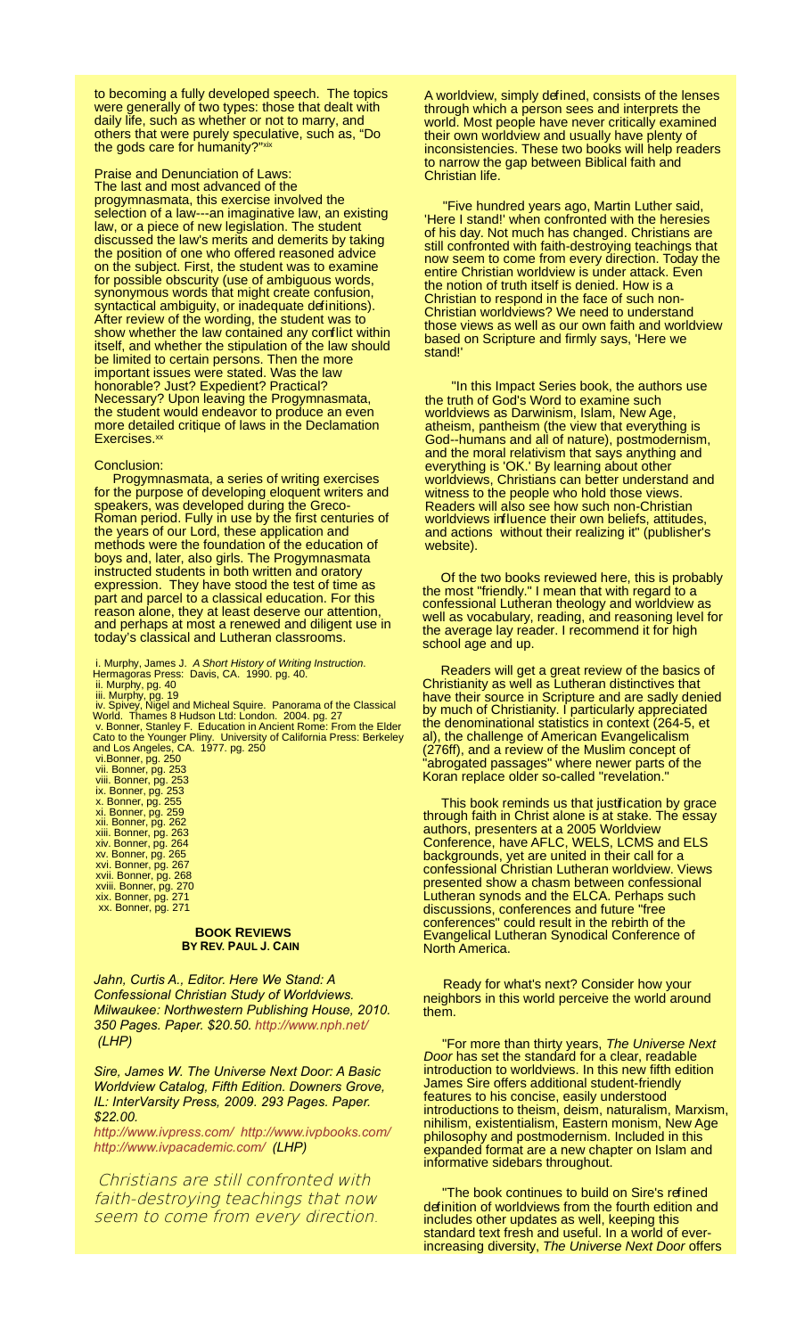to becoming a fully developed speech. The topics were generally of two types: those that dealt with daily life, such as whether or not to marry, and others that were purely speculative, such as, "Do the gods care for humanity?"[xix]

Praise and Denunciation of Laws:
The last and most advanced of the progymnasmata, this exercise involved the selection of a law---an imaginative law, an existing law, or a piece of new legislation. The student discussed the law's merits and demerits by taking the position of one who offered reasoned advice on the subject. First, the student was to examine for possible obscurity (use of ambiguous words, synonymous words that might create confusion, syntactical ambiguity, or inadequate definitions). After review of the wording, the student was to show whether the law contained any conflict within itself, and whether the stipulation of the law should be limited to certain persons. Then the more important issues were stated. Was the law honorable? Just? Expedient? Practical? Necessary? Upon leaving the Progymnasmata, the student would endeavor to produce an even more detailed critique of laws in the Declamation Exercises.[xx]

Conclusion:
Progymnasmata, a series of writing exercises for the purpose of developing eloquent writers and speakers, was developed during the Greco-Roman period. Fully in use by the first centuries of the years of our Lord, these application and methods were the foundation of the education of boys and, later, also girls. The Progymnasmata instructed students in both written and oratory expression. They have stood the test of time as part and parcel to a classical education. For this reason alone, they at least deserve our attention, and perhaps at most a renewed and diligent use in today's classical and Lutheran classrooms.

i. Murphy, James J. *A Short History of Writing Instruction*. Hermagoras Press: Davis, CA. 1990. pg. 40.
ii. Murphy, pg. 40
iii. Murphy, pg. 19
iv. Spivey, Nigel and Micheal Squire. Panorama of the Classical World. Thames 8 Hudson Ltd: London. 2004. pg. 27
v. Bonner, Stanley F. Education in Ancient Rome: From the Elder Cato to the Younger Pliny. University of California Press: Berkeley and Los Angeles, CA. 1977. pg. 250
vi. Bonner, pg. 250
vii. Bonner, pg. 253
viii. Bonner, pg. 253
ix. Bonner, pg. 253
x. Bonner, pg. 255
xi. Bonner, pg. 259
xii. Bonner, pg. 262
xiii. Bonner, pg. 263
xiv. Bonner, pg. 264
xv. Bonner, pg. 265
xvi. Bonner, pg. 267
xvii. Bonner, pg. 268
xviii. Bonner, pg. 270
xix. Bonner, pg. 271
xx. Bonner, pg. 271

## BOOK REVIEWS
### BY REV. PAUL J. CAIN

*Jahn, Curtis A., Editor. Here We Stand: A Confessional Christian Study of Worldviews. Milwaukee: Northwestern Publishing House, 2010. 350 Pages. Paper. $20.50.* http://www.nph.net/ *(LHP)*

*Sire, James W. The Universe Next Door: A Basic Worldview Catalog, Fifth Edition. Downers Grove, IL: InterVarsity Press, 2009. 293 Pages. Paper. $22.00.*
http://www.ivpress.com/ http://www.ivpbooks.com/ http://www.ivpacademic.com/ *(LHP)*

> Christians are still confronted with faith-destroying teachings that now seem to come from every direction.

A worldview, simply defined, consists of the lenses through which a person sees and interprets the world. Most people have never critically examined their own worldview and usually have plenty of inconsistencies. These two books will help readers to narrow the gap between Biblical faith and Christian life.

"Five hundred years ago, Martin Luther said, 'Here I stand!' when confronted with the heresies of his day. Not much has changed. Christians are still confronted with faith-destroying teachings that now seem to come from every direction. Today the entire Christian worldview is under attack. Even the notion of truth itself is denied. How is a Christian to respond in the face of such non-Christian worldviews? We need to understand those views as well as our own faith and worldview based on Scripture and firmly says, 'Here we stand!'

"In this Impact Series book, the authors use the truth of God's Word to examine such worldviews as Darwinism, Islam, New Age, atheism, pantheism (the view that everything is God--humans and all of nature), postmodernism, and the moral relativism that says anything and everything is 'OK.' By learning about other worldviews, Christians can better understand and witness to the people who hold those views. Readers will also see how such non-Christian worldviews influence their own beliefs, attitudes, and actions without their realizing it" (publisher's website).

Of the two books reviewed here, this is probably the most "friendly." I mean that with regard to a confessional Lutheran theology and worldview as well as vocabulary, reading, and reasoning level for the average lay reader. I recommend it for high school age and up.

Readers will get a great review of the basics of Christianity as well as Lutheran distinctives that have their source in Scripture and are sadly denied by much of Christianity. I particularly appreciated the denominational statistics in context (264-5, et al), the challenge of American Evangelicalism (276ff), and a review of the Muslim concept of "abrogated passages" where newer parts of the Koran replace older so-called "revelation."

This book reminds us that justification by grace through faith in Christ alone is at stake. The essay authors, presenters at a 2005 Worldview Conference, have AFLC, WELS, LCMS and ELS backgrounds, yet are united in their call for a confessional Christian Lutheran worldview. Views presented show a chasm between confessional Lutheran synods and the ELCA. Perhaps such discussions, conferences and future "free conferences" could result in the rebirth of the Evangelical Lutheran Synodical Conference of North America.

Ready for what's next? Consider how your neighbors in this world perceive the world around them.

"For more than thirty years, *The Universe Next Door* has set the standard for a clear, readable introduction to worldviews. In this new fifth edition James Sire offers additional student-friendly features to his concise, easily understood introductions to theism, deism, naturalism, Marxism, nihilism, existentialism, Eastern monism, New Age philosophy and postmodernism. Included in this expanded format are a new chapter on Islam and informative sidebars throughout.

"The book continues to build on Sire's refined definition of worldviews from the fourth edition and includes other updates as well, keeping this standard text fresh and useful. In a world of ever-increasing diversity, *The Universe Next Door* offers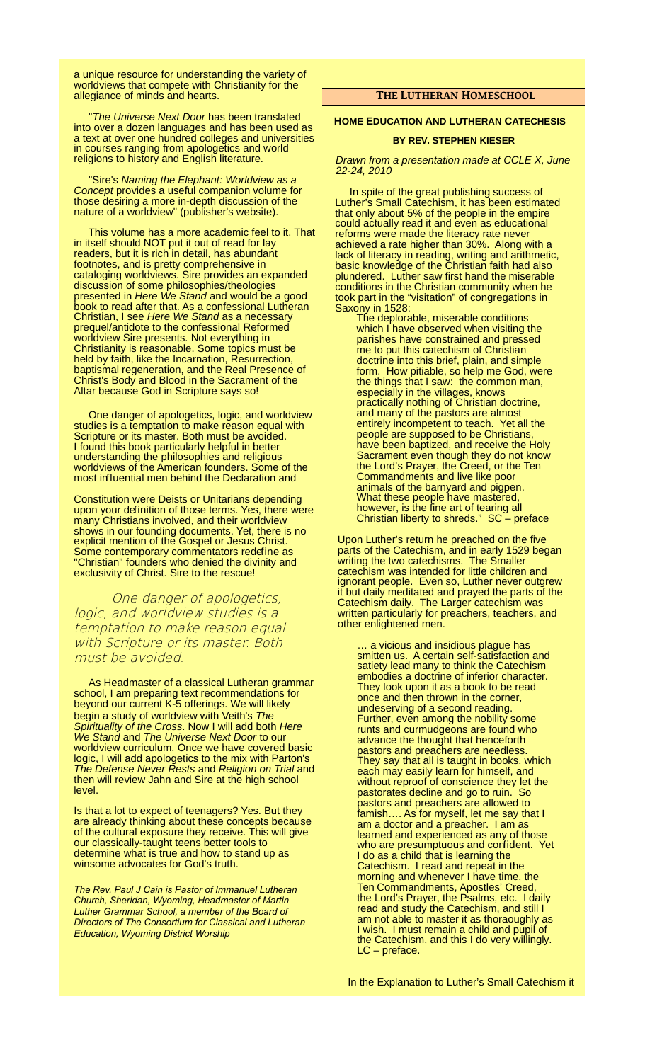a unique resource for understanding the variety of worldviews that compete with Christianity for the allegiance of minds and hearts.

"*The Universe Next Door* has been translated into over a dozen languages and has been used as a text at over one hundred colleges and universities in courses ranging from apologetics and world religions to history and English literature.

"Sire's *Naming the Elephant: Worldview as a Concept* provides a useful companion volume for those desiring a more in-depth discussion of the nature of a worldview" (publisher's website).

This volume has a more academic feel to it. That in itself should NOT put it out of read for lay readers, but it is rich in detail, has abundant footnotes, and is pretty comprehensive in cataloging worldviews. Sire provides an expanded discussion of some philosophies/theologies presented in *Here We Stand* and would be a good book to read after that. As a confessional Lutheran Christian, I see *Here We Stand* as a necessary prequel/antidote to the confessional Reformed worldview Sire presents. Not everything in Christianity is reasonable. Some topics must be held by faith, like the Incarnation, Resurrection, baptismal regeneration, and the Real Presence of Christ's Body and Blood in the Sacrament of the Altar because God in Scripture says so!

One danger of apologetics, logic, and worldview studies is a temptation to make reason equal with Scripture or its master. Both must be avoided. I found this book particularly helpful in better understanding the philosophies and religious worldviews of the American founders. Some of the most influential men behind the Declaration and

Constitution were Deists or Unitarians depending upon your definition of those terms. Yes, there were many Christians involved, and their worldview shows in our founding documents. Yet, there is no explicit mention of the Gospel or Jesus Christ. Some contemporary commentators redefine as "Christian" founders who denied the divinity and exclusivity of Christ. Sire to the rescue!

*One danger of apologetics, logic, and worldview studies is a temptation to make reason equal with Scripture or its master. Both must be avoided.*

As Headmaster of a classical Lutheran grammar school, I am preparing text recommendations for beyond our current K-5 offerings. We will likely begin a study of worldview with Veith's *The Spirituality of the Cross*. Now I will add both *Here We Stand* and *The Universe Next Door* to our worldview curriculum. Once we have covered basic logic, I will add apologetics to the mix with Parton's *The Defense Never Rests* and *Religion on Trial* and then will review Jahn and Sire at the high school level.

Is that a lot to expect of teenagers? Yes. But they are already thinking about these concepts because of the cultural exposure they receive. This will give our classically-taught teens better tools to determine what is true and how to stand up as winsome advocates for God's truth.

*The Rev. Paul J Cain is Pastor of Immanuel Lutheran Church, Sheridan, Wyoming, Headmaster of Martin Luther Grammar School, a member of the Board of Directors of The Consortium for Classical and Lutheran Education, Wyoming District Worship*

## THE LUTHERAN HOMESCHOOL

### HOME EDUCATION AND LUTHERAN CATECHESIS

**BY REV. STEPHEN KIESER**

*Drawn from a presentation made at CCLE X, June 22-24, 2010*

In spite of the great publishing success of Luther's Small Catechism, it has been estimated that only about 5% of the people in the empire could actually read it and even as educational reforms were made the literacy rate never achieved a rate higher than 30%. Along with a lack of literacy in reading, writing and arithmetic, basic knowledge of the Christian faith had also plundered. Luther saw first hand the miserable conditions in the Christian community when he took part in the "visitation" of congregations in Saxony in 1528:

> The deplorable, miserable conditions which I have observed when visiting the parishes have constrained and pressed me to put this catechism of Christian doctrine into this brief, plain, and simple form. How pitiable, so help me God, were the things that I saw: the common man, especially in the villages, knows practically nothing of Christian doctrine, and many of the pastors are almost entirely incompetent to teach. Yet all the people are supposed to be Christians, have been baptized, and receive the Holy Sacrament even though they do not know the Lord's Prayer, the Creed, or the Ten Commandments and live like poor animals of the barnyard and pigpen. What these people have mastered, however, is the fine art of tearing all Christian liberty to shreds." SC – preface

Upon Luther's return he preached on the five parts of the Catechism, and in early 1529 began writing the two catechisms. The Smaller catechism was intended for little children and ignorant people. Even so, Luther never outgrew it but daily meditated and prayed the parts of the Catechism daily. The Larger catechism was written particularly for preachers, teachers, and other enlightened men.

> … a vicious and insidious plague has smitten us. A certain self-satisfaction and satiety lead many to think the Catechism embodies a doctrine of inferior character. They look upon it as a book to be read once and then thrown in the corner, undeserving of a second reading. Further, even among the nobility some runts and curmudgeons are found who advance the thought that henceforth pastors and preachers are needless. They say that all is taught in books, which each may easily learn for himself, and without reproof of conscience they let the pastorates decline and go to ruin. So pastors and preachers are allowed to famish…. As for myself, let me say that I am a doctor and a preacher. I am as learned and experienced as any of those who are presumptuous and confident. Yet I do as a child that is learning the Catechism. I read and repeat in the morning and whenever I have time, the Ten Commandments, Apostles' Creed, the Lord's Prayer, the Psalms, etc. I daily read and study the Catechism, and still I am not able to master it as thoraoughly as I wish. I must remain a child and pupil of the Catechism, and this I do very willingly. LC – preface.

In the Explanation to Luther's Small Catechism it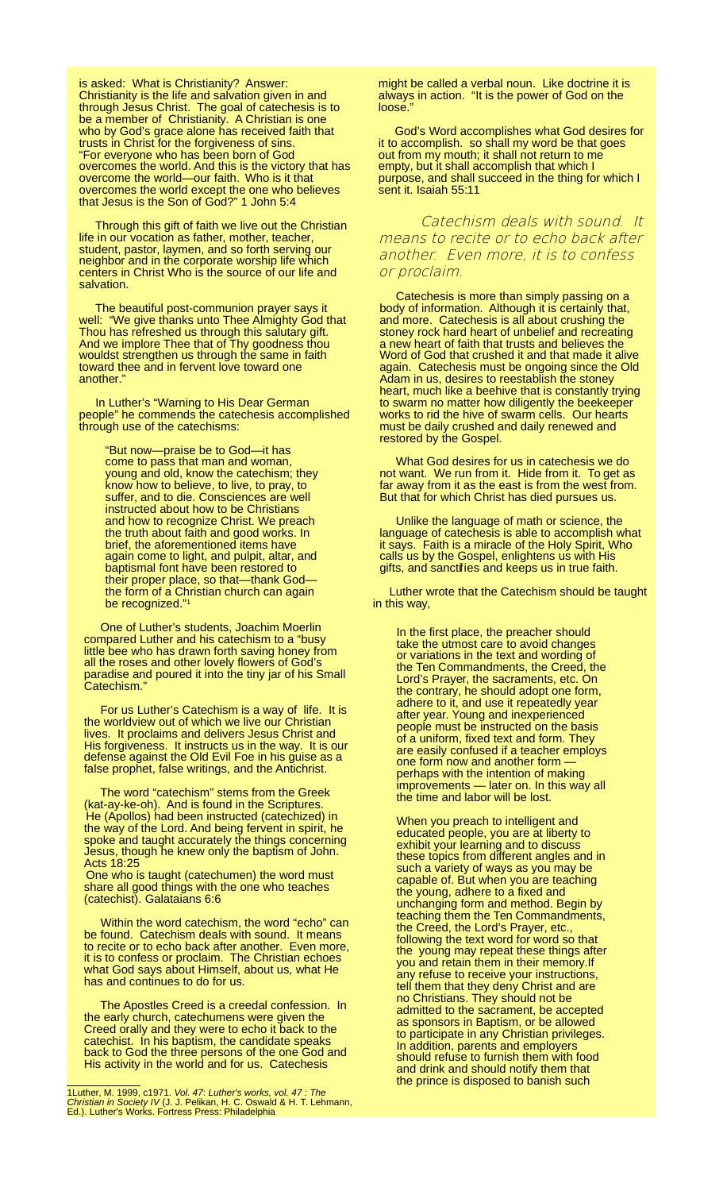is asked: What is Christianity? Answer: Christianity is the life and salvation given in and through Jesus Christ. The goal of catechesis is to be a member of Christianity. A Christian is one who by God's grace alone has received faith that trusts in Christ for the forgiveness of sins. "For everyone who has been born of God overcomes the world. And this is the victory that has overcome the world—our faith. Who is it that overcomes the world except the one who believes that Jesus is the Son of God?" 1 John 5:4

Through this gift of faith we live out the Christian life in our vocation as father, mother, teacher, student, pastor, laymen, and so forth serving our neighbor and in the corporate worship life which centers in Christ Who is the source of our life and salvation.

The beautiful post-communion prayer says it well: "We give thanks unto Thee Almighty God that Thou has refreshed us through this salutary gift. And we implore Thee that of Thy goodness thou wouldst strengthen us through the same in faith toward thee and in fervent love toward one another."

In Luther's "Warning to His Dear German people" he commends the catechesis accomplished through use of the catechisms:

> "But now—praise be to God—it has come to pass that man and woman, young and old, know the catechism; they know how to believe, to live, to pray, to suffer, and to die. Consciences are well instructed about how to be Christians and how to recognize Christ. We preach the truth about faith and good works. In brief, the aforementioned items have again come to light, and pulpit, altar, and baptismal font have been restored to their proper place, so that—thank God—the form of a Christian church can again be recognized."[1]

One of Luther's students, Joachim Moerlin compared Luther and his catechism to a "busy little bee who has drawn forth saving honey from all the roses and other lovely flowers of God's paradise and poured it into the tiny jar of his Small Catechism."

For us Luther's Catechism is a way of life. It is the worldview out of which we live our Christian lives. It proclaims and delivers Jesus Christ and His forgiveness. It instructs us in the way. It is our defense against the Old Evil Foe in his guise as a false prophet, false writings, and the Antichrist.

The word "catechism" stems from the Greek (kat-ay-ke-oh). And is found in the Scriptures. He (Apollos) had been instructed (catechized) in the way of the Lord. And being fervent in spirit, he spoke and taught accurately the things concerning Jesus, though he knew only the baptism of John. Acts 18:25

One who is taught (catechumen) the word must share all good things with the one who teaches (catechist). Galataians 6:6

Within the word catechism, the word "echo" can be found. Catechism deals with sound. It means to recite or to echo back after another. Even more, it is to confess or proclaim. The Christian echoes what God says about Himself, about us, what He has and continues to do for us.

The Apostles Creed is a creedal confession. In the early church, catechumens were given the Creed orally and they were to echo it back to the catechist. In his baptism, the candidate speaks back to God the three persons of the one God and His activity in the world and for us. Catechesis might be called a verbal noun. Like doctrine it is always in action. "It is the power of God on the loose."

God's Word accomplishes what God desires for it to accomplish. so shall my word be that goes out from my mouth; it shall not return to me empty, but it shall accomplish that which I purpose, and shall succeed in the thing for which I sent it. Isaiah 55:11

> *Catechism deals with sound. It means to recite or to echo back after another. Even more, it is to confess or proclaim.*

Catechesis is more than simply passing on a body of information. Although it is certainly that, and more. Catechesis is all about crushing the stoney rock hard heart of unbelief and recreating a new heart of faith that trusts and believes the Word of God that crushed it and that made it alive again. Catechesis must be ongoing since the Old Adam in us, desires to reestablish the stoney heart, much like a beehive that is constantly trying to swarm no matter how diligently the beekeeper works to rid the hive of swarm cells. Our hearts must be daily crushed and daily renewed and restored by the Gospel.

What God desires for us in catechesis we do not want. We run from it. Hide from it. To get as far away from it as the east is from the west from. But that for which Christ has died pursues us.

Unlike the language of math or science, the language of catechesis is able to accomplish what it says. Faith is a miracle of the Holy Spirit, Who calls us by the Gospel, enlightens us with His gifts, and sanctifies and keeps us in true faith.

Luther wrote that the Catechism should be taught in this way,

> In the first place, the preacher should take the utmost care to avoid changes or variations in the text and wording of the Ten Commandments, the Creed, the Lord's Prayer, the sacraments, etc. On the contrary, he should adopt one form, adhere to it, and use it repeatedly year after year. Young and inexperienced people must be instructed on the basis of a uniform, fixed text and form. They are easily confused if a teacher employs one form now and another form — perhaps with the intention of making improvements — later on. In this way all the time and labor will be lost.
>
> When you preach to intelligent and educated people, you are at liberty to exhibit your learning and to discuss these topics from different angles and in such a variety of ways as you may be capable of. But when you are teaching the young, adhere to a fixed and unchanging form and method. Begin by teaching them the Ten Commandments, the Creed, the Lord's Prayer, etc., following the text word for word so that the young may repeat these things after you and retain them in their memory.If any refuse to receive your instructions, tell them that they deny Christ and are no Christians. They should not be admitted to the sacrament, be accepted as sponsors in Baptism, or be allowed to participate in any Christian privileges. In addition, parents and employers should refuse to furnish them with food and drink and should notify them that the prince is disposed to banish such

---

[1] Luther, M. 1999, c1971. *Vol. 47: Luther's works, vol. 47 : The Christian in Society IV* (J. J. Pelikan, H. C. Oswald & H. T. Lehmann, Ed.). Luther's Works. Fortress Press: Philadelphia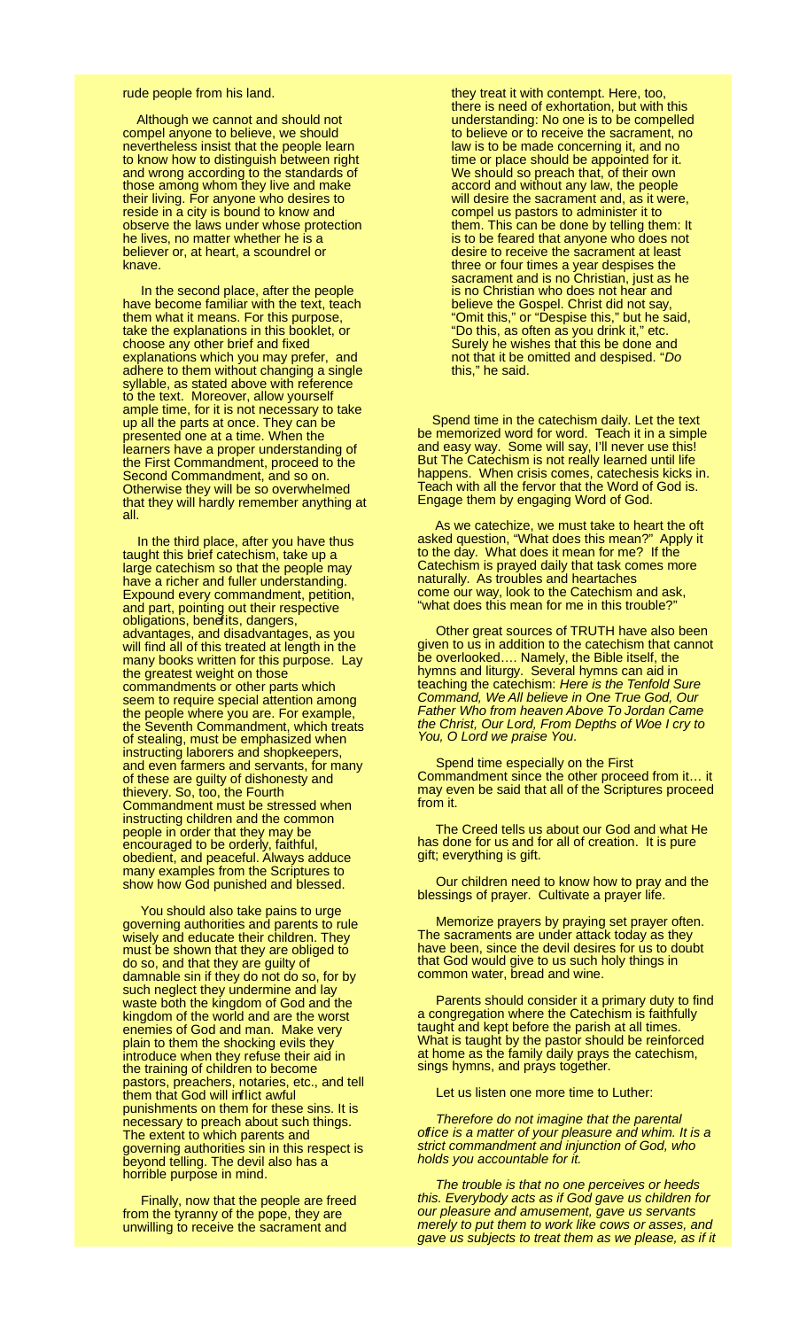rude people from his land.

Although we cannot and should not compel anyone to believe, we should nevertheless insist that the people learn to know how to distinguish between right and wrong according to the standards of those among whom they live and make their living. For anyone who desires to reside in a city is bound to know and observe the laws under whose protection he lives, no matter whether he is a believer or, at heart, a scoundrel or knave.

In the second place, after the people have become familiar with the text, teach them what it means. For this purpose, take the explanations in this booklet, or choose any other brief and fixed explanations which you may prefer, and adhere to them without changing a single syllable, as stated above with reference to the text. Moreover, allow yourself ample time, for it is not necessary to take up all the parts at once. They can be presented one at a time. When the learners have a proper understanding of the First Commandment, proceed to the Second Commandment, and so on. Otherwise they will be so overwhelmed that they will hardly remember anything at all.

In the third place, after you have thus taught this brief catechism, take up a large catechism so that the people may have a richer and fuller understanding. Expound every commandment, petition, and part, pointing out their respective obligations, benefits, dangers, advantages, and disadvantages, as you will find all of this treated at length in the many books written for this purpose. Lay the greatest weight on those commandments or other parts which seem to require special attention among the people where you are. For example, the Seventh Commandment, which treats of stealing, must be emphasized when instructing laborers and shopkeepers, and even farmers and servants, for many of these are guilty of dishonesty and thievery. So, too, the Fourth Commandment must be stressed when instructing children and the common people in order that they may be encouraged to be orderly, faithful, obedient, and peaceful. Always adduce many examples from the Scriptures to show how God punished and blessed.

You should also take pains to urge governing authorities and parents to rule wisely and educate their children. They must be shown that they are obliged to do so, and that they are guilty of damnable sin if they do not do so, for by such neglect they undermine and lay waste both the kingdom of God and the kingdom of the world and are the worst enemies of God and man. Make very plain to them the shocking evils they introduce when they refuse their aid in the training of children to become pastors, preachers, notaries, etc., and tell them that God will inflict awful punishments on them for these sins. It is necessary to preach about such things. The extent to which parents and governing authorities sin in this respect is beyond telling. The devil also has a horrible purpose in mind.

Finally, now that the people are freed from the tyranny of the pope, they are unwilling to receive the sacrament and they treat it with contempt. Here, too, there is need of exhortation, but with this understanding: No one is to be compelled to believe or to receive the sacrament, no law is to be made concerning it, and no time or place should be appointed for it. We should so preach that, of their own accord and without any law, the people will desire the sacrament and, as it were, compel us pastors to administer it to them. This can be done by telling them: It is to be feared that anyone who does not desire to receive the sacrament at least three or four times a year despises the sacrament and is no Christian, just as he is no Christian who does not hear and believe the Gospel. Christ did not say, "Omit this," or "Despise this," but he said, "Do this, as often as you drink it," etc. Surely he wishes that this be done and not that it be omitted and despised. "*Do* this," he said.

Spend time in the catechism daily. Let the text be memorized word for word. Teach it in a simple and easy way. Some will say, I'll never use this! But The Catechism is not really learned until life happens. When crisis comes, catechesis kicks in. Teach with all the fervor that the Word of God is. Engage them by engaging Word of God.

As we catechize, we must take to heart the oft asked question, "What does this mean?" Apply it to the day. What does it mean for me? If the Catechism is prayed daily that task comes more naturally. As troubles and heartaches come our way, look to the Catechism and ask, "what does this mean for me in this trouble?"

Other great sources of TRUTH have also been given to us in addition to the catechism that cannot be overlooked…. Namely, the Bible itself, the hymns and liturgy. Several hymns can aid in teaching the catechism: *Here is the Tenfold Sure Command, We All believe in One True God, Our Father Who from heaven Above To Jordan Came the Christ, Our Lord, From Depths of Woe I cry to You, O Lord we praise You.*

Spend time especially on the First Commandment since the other proceed from it… it may even be said that all of the Scriptures proceed from it.

The Creed tells us about our God and what He has done for us and for all of creation. It is pure gift; everything is gift.

Our children need to know how to pray and the blessings of prayer. Cultivate a prayer life.

Memorize prayers by praying set prayer often. The sacraments are under attack today as they have been, since the devil desires for us to doubt that God would give to us such holy things in common water, bread and wine.

Parents should consider it a primary duty to find a congregation where the Catechism is faithfully taught and kept before the parish at all times. What is taught by the pastor should be reinforced at home as the family daily prays the catechism, sings hymns, and prays together.

Let us listen one more time to Luther:

*Therefore do not imagine that the parental office is a matter of your pleasure and whim. It is a strict commandment and injunction of God, who holds you accountable for it.*

*The trouble is that no one perceives or heeds this. Everybody acts as if God gave us children for our pleasure and amusement, gave us servants merely to put them to work like cows or asses, and gave us subjects to treat them as we please, as if it*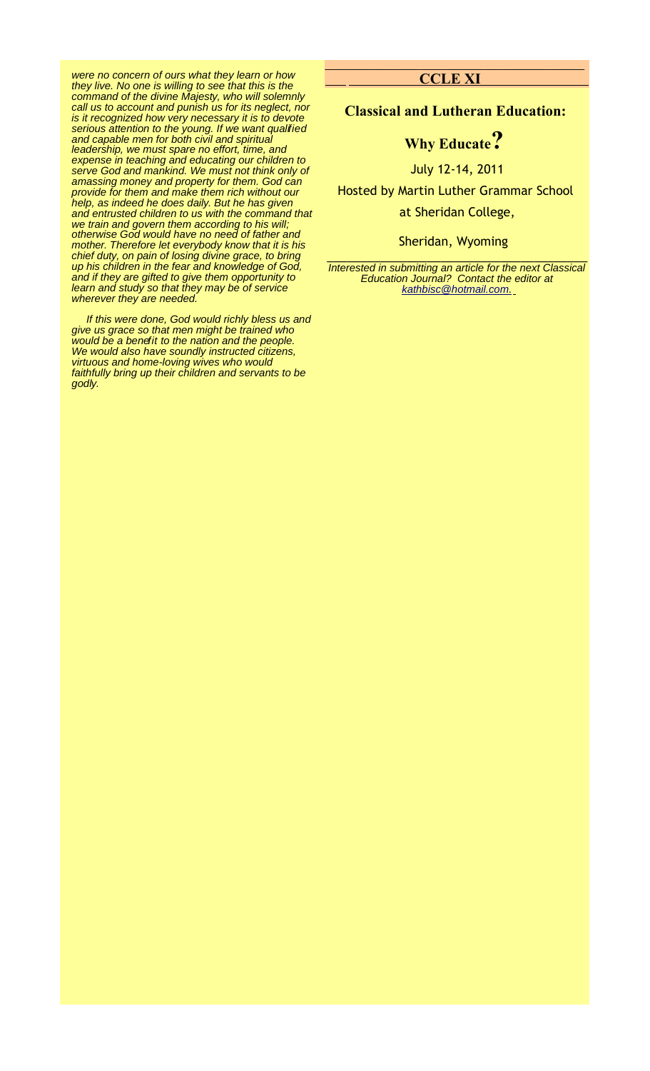*were no concern of ours what they learn or how they live. No one is willing to see that this is the command of the divine Majesty, who will solemnly call us to account and punish us for its neglect, nor is it recognized how very necessary it is to devote serious attention to the young. If we want qualified and capable men for both civil and spiritual leadership, we must spare no effort, time, and expense in teaching and educating our children to serve God and mankind. We must not think only of amassing money and property for them. God can provide for them and make them rich without our help, as indeed he does daily. But he has given and entrusted children to us with the command that we train and govern them according to his will; otherwise God would have no need of father and mother. Therefore let everybody know that it is his chief duty, on pain of losing divine grace, to bring up his children in the fear and knowledge of God, and if they are gifted to give them opportunity to learn and study so that they may be of service wherever they are needed.*

*If this were done, God would richly bless us and give us grace so that men might be trained who would be a benefit to the nation and the people. We would also have soundly instructed citizens, virtuous and home-loving wives who would faithfully bring up their children and servants to be godly.*

## CCLE XI

### Classical and Lutheran Education:

### Why Educate?

July 12-14, 2011

Hosted by Martin Luther Grammar School

at Sheridan College,

Sheridan, Wyoming

*Interested in submitting an article for the next Classical Education Journal? Contact the editor at kathbisc@hotmail.com.*